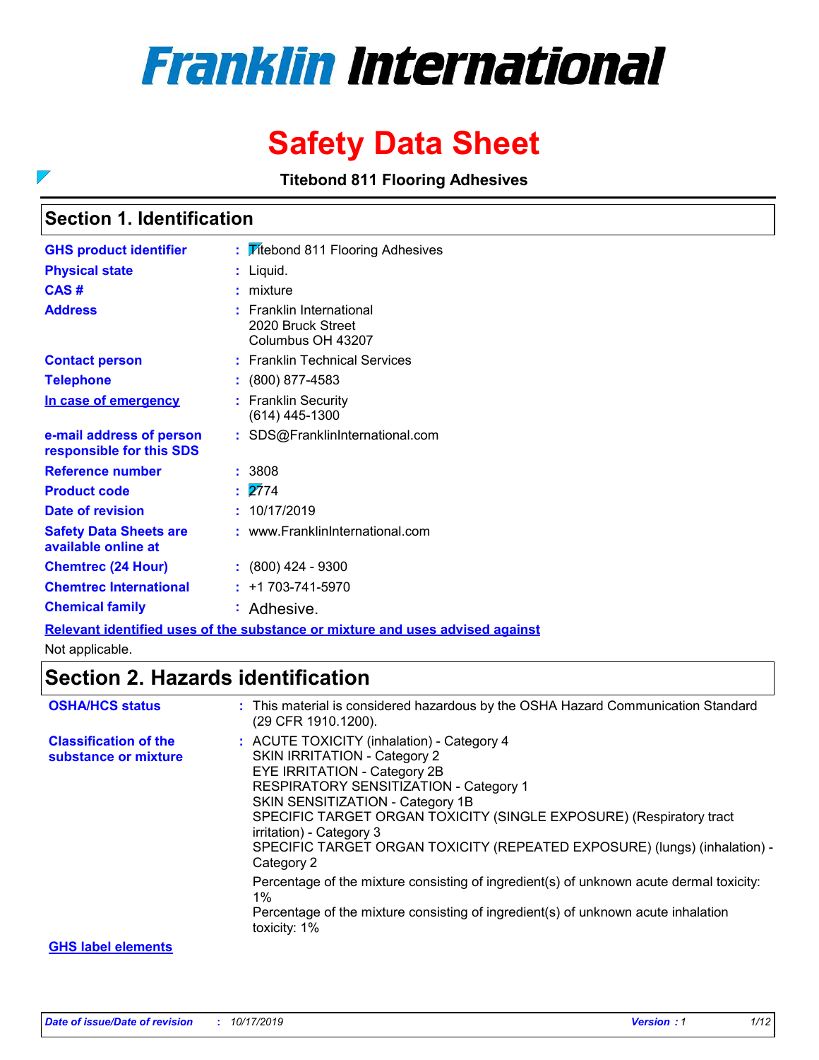# Franklin International

# Safety Data Sheet

**Titebond 811 Flooring Adhesives**

## Section 1. Identification

| | |
|---|---|
| **GHS product identifier** | : Titebond 811 Flooring Adhesives |
| **Physical state** | : Liquid. |
| **CAS #** | : mixture |
| **Address** | : Franklin International<br>2020 Bruck Street<br>Columbus OH 43207 |
| **Contact person** | : Franklin Technical Services |
| **Telephone** | : (800) 877-4583 |
| **In case of emergency** | : Franklin Security<br>(614) 445-1300 |
| **e-mail address of person responsible for this SDS** | : SDS@FranklinInternational.com |
| **Reference number** | : 3808 |
| **Product code** | : 2774 |
| **Date of revision** | : 10/17/2019 |
| **Safety Data Sheets are available online at** | : www.FranklinInternational.com |
| **Chemtrec (24 Hour)** | : (800) 424 - 9300 |
| **Chemtrec International** | : +1 703-741-5970 |
| **Chemical family** | : Adhesive. |

**Relevant identified uses of the substance or mixture and uses advised against**

Not applicable.

## Section 2. Hazards identification

| | |
|---|---|
| **OSHA/HCS status** | : This material is considered hazardous by the OSHA Hazard Communication Standard (29 CFR 1910.1200). |
| **Classification of the substance or mixture** | : ACUTE TOXICITY (inhalation) - Category 4<br>SKIN IRRITATION - Category 2<br>EYE IRRITATION - Category 2B<br>RESPIRATORY SENSITIZATION - Category 1<br>SKIN SENSITIZATION - Category 1B<br>SPECIFIC TARGET ORGAN TOXICITY (SINGLE EXPOSURE) (Respiratory tract irritation) - Category 3<br>SPECIFIC TARGET ORGAN TOXICITY (REPEATED EXPOSURE) (lungs) (inhalation) - Category 2<br><br>Percentage of the mixture consisting of ingredient(s) of unknown acute dermal toxicity: 1%<br>Percentage of the mixture consisting of ingredient(s) of unknown acute inhalation toxicity: 1% |

**GHS label elements**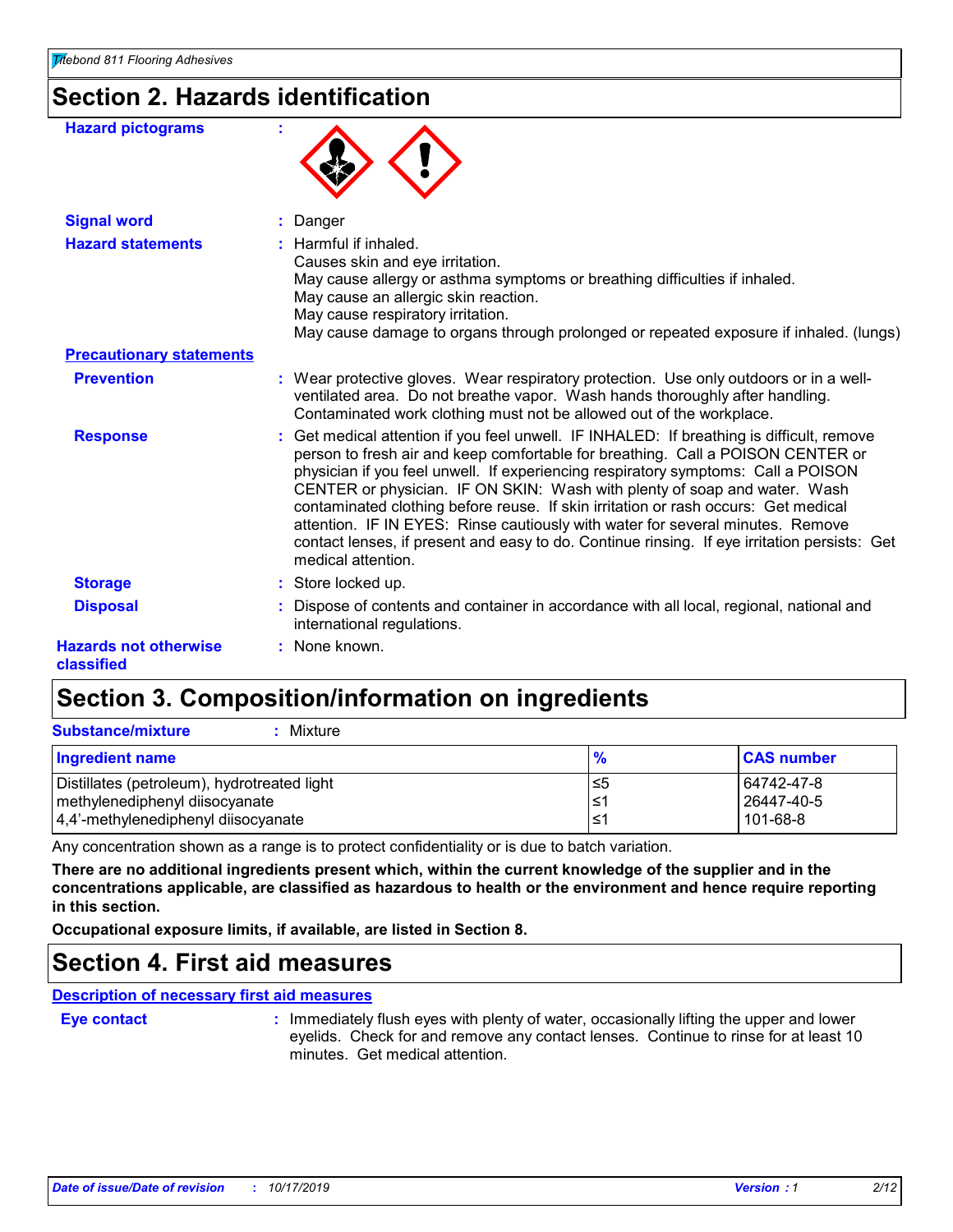## Section 2. Hazards identification

**Hazard pictograms** :

**Signal word** : Danger

**Hazard statements** : Harmful if inhaled.
Causes skin and eye irritation.
May cause allergy or asthma symptoms or breathing difficulties if inhaled.
May cause an allergic skin reaction.
May cause respiratory irritation.
May cause damage to organs through prolonged or repeated exposure if inhaled. (lungs)

**Precautionary statements**

**Prevention** : Wear protective gloves. Wear respiratory protection. Use only outdoors or in a well-ventilated area. Do not breathe vapor. Wash hands thoroughly after handling. Contaminated work clothing must not be allowed out of the workplace.

**Response** : Get medical attention if you feel unwell. IF INHALED: If breathing is difficult, remove person to fresh air and keep comfortable for breathing. Call a POISON CENTER or physician if you feel unwell. If experiencing respiratory symptoms: Call a POISON CENTER or physician. IF ON SKIN: Wash with plenty of soap and water. Wash contaminated clothing before reuse. If skin irritation or rash occurs: Get medical attention. IF IN EYES: Rinse cautiously with water for several minutes. Remove contact lenses, if present and easy to do. Continue rinsing. If eye irritation persists: Get medical attention.

**Storage** : Store locked up.

**Disposal** : Dispose of contents and container in accordance with all local, regional, national and international regulations.

**Hazards not otherwise classified** : None known.

## Section 3. Composition/information on ingredients

**Substance/mixture** : Mixture

| Ingredient name | % | CAS number |
|---|---|---|
| Distillates (petroleum), hydrotreated light | ≤5 | 64742-47-8 |
| methylenediphenyl diisocyanate | ≤1 | 26447-40-5 |
| 4,4'-methylenediphenyl diisocyanate | ≤1 | 101-68-8 |

Any concentration shown as a range is to protect confidentiality or is due to batch variation.

**There are no additional ingredients present which, within the current knowledge of the supplier and in the concentrations applicable, are classified as hazardous to health or the environment and hence require reporting in this section.**

**Occupational exposure limits, if available, are listed in Section 8.**

## Section 4. First aid measures

**Description of necessary first aid measures**

**Eye contact** : Immediately flush eyes with plenty of water, occasionally lifting the upper and lower eyelids. Check for and remove any contact lenses. Continue to rinse for at least 10 minutes. Get medical attention.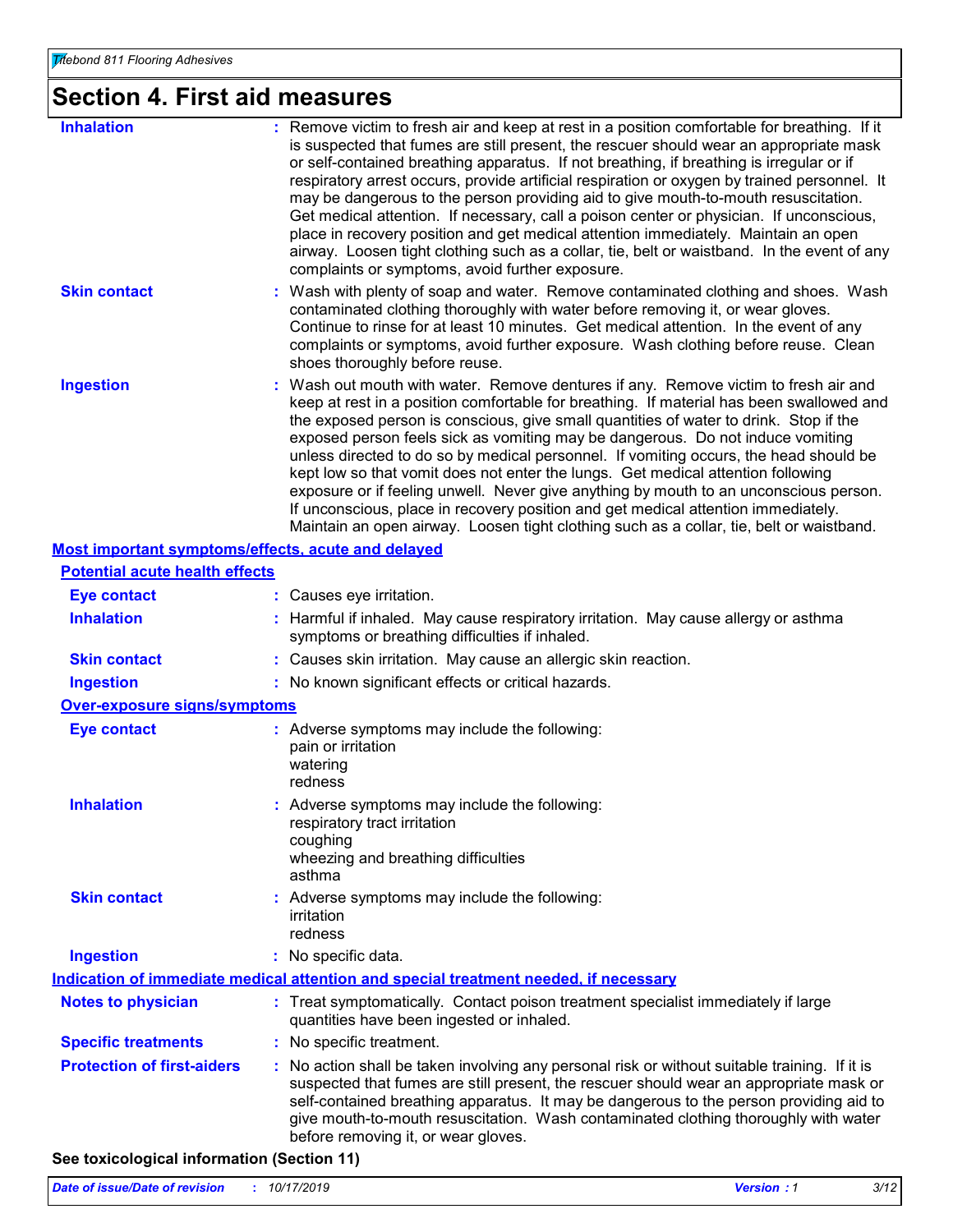# Section 4. First aid measures

**Inhalation** : Remove victim to fresh air and keep at rest in a position comfortable for breathing. If it is suspected that fumes are still present, the rescuer should wear an appropriate mask or self-contained breathing apparatus. If not breathing, if breathing is irregular or if respiratory arrest occurs, provide artificial respiration or oxygen by trained personnel. It may be dangerous to the person providing aid to give mouth-to-mouth resuscitation. Get medical attention. If necessary, call a poison center or physician. If unconscious, place in recovery position and get medical attention immediately. Maintain an open airway. Loosen tight clothing such as a collar, tie, belt or waistband. In the event of any complaints or symptoms, avoid further exposure.

**Skin contact** : Wash with plenty of soap and water. Remove contaminated clothing and shoes. Wash contaminated clothing thoroughly with water before removing it, or wear gloves. Continue to rinse for at least 10 minutes. Get medical attention. In the event of any complaints or symptoms, avoid further exposure. Wash clothing before reuse. Clean shoes thoroughly before reuse.

**Ingestion** : Wash out mouth with water. Remove dentures if any. Remove victim to fresh air and keep at rest in a position comfortable for breathing. If material has been swallowed and the exposed person is conscious, give small quantities of water to drink. Stop if the exposed person feels sick as vomiting may be dangerous. Do not induce vomiting unless directed to do so by medical personnel. If vomiting occurs, the head should be kept low so that vomit does not enter the lungs. Get medical attention following exposure or if feeling unwell. Never give anything by mouth to an unconscious person. If unconscious, place in recovery position and get medical attention immediately. Maintain an open airway. Loosen tight clothing such as a collar, tie, belt or waistband.

## Most important symptoms/effects, acute and delayed

### Potential acute health effects

**Eye contact** : Causes eye irritation.

**Inhalation** : Harmful if inhaled. May cause respiratory irritation. May cause allergy or asthma symptoms or breathing difficulties if inhaled.

**Skin contact** : Causes skin irritation. May cause an allergic skin reaction.

**Ingestion** : No known significant effects or critical hazards.

### Over-exposure signs/symptoms

**Eye contact** : Adverse symptoms may include the following:
pain or irritation
watering
redness

**Inhalation** : Adverse symptoms may include the following:
respiratory tract irritation
coughing
wheezing and breathing difficulties
asthma

**Skin contact** : Adverse symptoms may include the following:
irritation
redness

**Ingestion** : No specific data.

## Indication of immediate medical attention and special treatment needed, if necessary

**Notes to physician** : Treat symptomatically. Contact poison treatment specialist immediately if large quantities have been ingested or inhaled.

**Specific treatments** : No specific treatment.

**Protection of first-aiders** : No action shall be taken involving any personal risk or without suitable training. If it is suspected that fumes are still present, the rescuer should wear an appropriate mask or self-contained breathing apparatus. It may be dangerous to the person providing aid to give mouth-to-mouth resuscitation. Wash contaminated clothing thoroughly with water before removing it, or wear gloves.

**See toxicological information (Section 11)**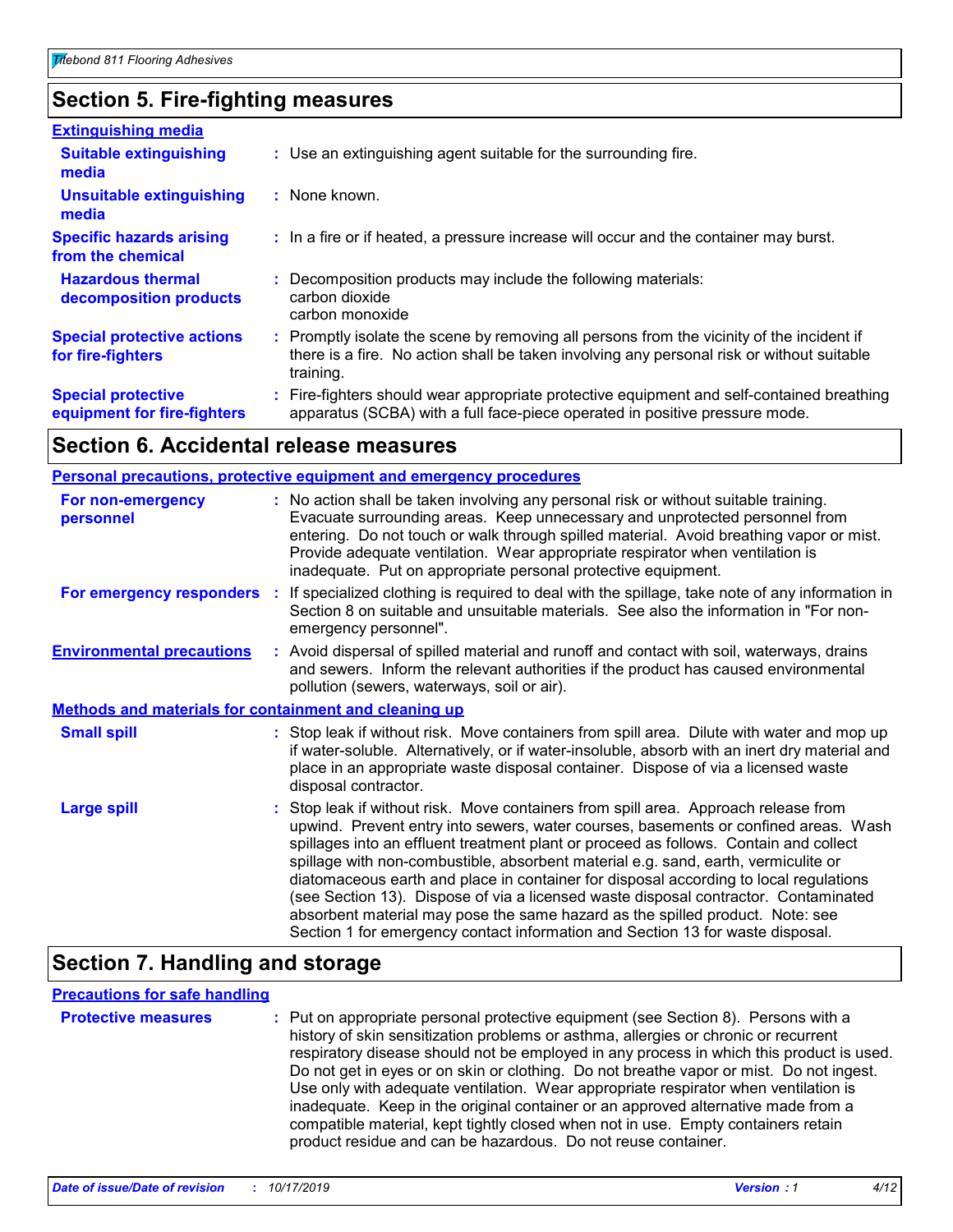## Section 5. Fire-fighting measures

**Extinguishing media**

| | |
|---|---|
| **Suitable extinguishing media** | Use an extinguishing agent suitable for the surrounding fire. |
| **Unsuitable extinguishing media** | None known. |
| **Specific hazards arising from the chemical** | In a fire or if heated, a pressure increase will occur and the container may burst. |
| **Hazardous thermal decomposition products** | Decomposition products may include the following materials: carbon dioxide carbon monoxide |
| **Special protective actions for fire-fighters** | Promptly isolate the scene by removing all persons from the vicinity of the incident if there is a fire. No action shall be taken involving any personal risk or without suitable training. |
| **Special protective equipment for fire-fighters** | Fire-fighters should wear appropriate protective equipment and self-contained breathing apparatus (SCBA) with a full face-piece operated in positive pressure mode. |

## Section 6. Accidental release measures

**Personal precautions, protective equipment and emergency procedures**

| | |
|---|---|
| **For non-emergency personnel** | No action shall be taken involving any personal risk or without suitable training. Evacuate surrounding areas. Keep unnecessary and unprotected personnel from entering. Do not touch or walk through spilled material. Avoid breathing vapor or mist. Provide adequate ventilation. Wear appropriate respirator when ventilation is inadequate. Put on appropriate personal protective equipment. |
| **For emergency responders** | If specialized clothing is required to deal with the spillage, take note of any information in Section 8 on suitable and unsuitable materials. See also the information in "For non-emergency personnel". |
| **Environmental precautions** | Avoid dispersal of spilled material and runoff and contact with soil, waterways, drains and sewers. Inform the relevant authorities if the product has caused environmental pollution (sewers, waterways, soil or air). |

**Methods and materials for containment and cleaning up**

| | |
|---|---|
| **Small spill** | Stop leak if without risk. Move containers from spill area. Dilute with water and mop up if water-soluble. Alternatively, or if water-insoluble, absorb with an inert dry material and place in an appropriate waste disposal container. Dispose of via a licensed waste disposal contractor. |
| **Large spill** | Stop leak if without risk. Move containers from spill area. Approach release from upwind. Prevent entry into sewers, water courses, basements or confined areas. Wash spillages into an effluent treatment plant or proceed as follows. Contain and collect spillage with non-combustible, absorbent material e.g. sand, earth, vermiculite or diatomaceous earth and place in container for disposal according to local regulations (see Section 13). Dispose of via a licensed waste disposal contractor. Contaminated absorbent material may pose the same hazard as the spilled product. Note: see Section 1 for emergency contact information and Section 13 for waste disposal. |

## Section 7. Handling and storage

**Precautions for safe handling**

| | |
|---|---|
| **Protective measures** | Put on appropriate personal protective equipment (see Section 8). Persons with a history of skin sensitization problems or asthma, allergies or chronic or recurrent respiratory disease should not be employed in any process in which this product is used. Do not get in eyes or on skin or clothing. Do not breathe vapor or mist. Do not ingest. Use only with adequate ventilation. Wear appropriate respirator when ventilation is inadequate. Keep in the original container or an approved alternative made from a compatible material, kept tightly closed when not in use. Empty containers retain product residue and can be hazardous. Do not reuse container. |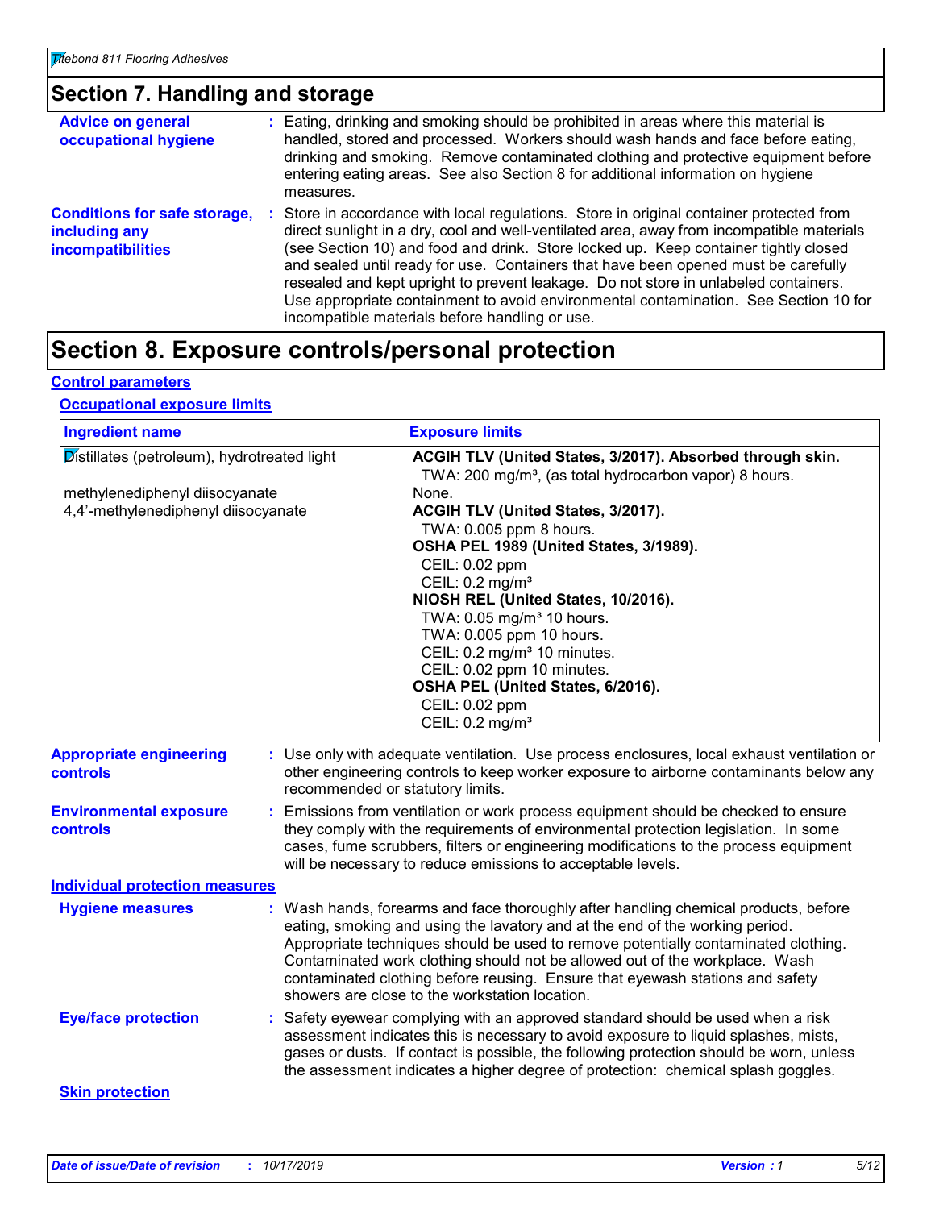## Section 7. Handling and storage

**Advice on general occupational hygiene** : Eating, drinking and smoking should be prohibited in areas where this material is handled, stored and processed. Workers should wash hands and face before eating, drinking and smoking. Remove contaminated clothing and protective equipment before entering eating areas. See also Section 8 for additional information on hygiene measures.

**Conditions for safe storage, including any incompatibilities** : Store in accordance with local regulations. Store in original container protected from direct sunlight in a dry, cool and well-ventilated area, away from incompatible materials (see Section 10) and food and drink. Store locked up. Keep container tightly closed and sealed until ready for use. Containers that have been opened must be carefully resealed and kept upright to prevent leakage. Do not store in unlabeled containers. Use appropriate containment to avoid environmental contamination. See Section 10 for incompatible materials before handling or use.

## Section 8. Exposure controls/personal protection

### Control parameters

#### Occupational exposure limits

| Ingredient name | Exposure limits |
|---|---|
| Distillates (petroleum), hydrotreated light | **ACGIH TLV (United States, 3/2017). Absorbed through skin.**<br>TWA: 200 mg/m³, (as total hydrocarbon vapor) 8 hours. |
| methylenediphenyl diisocyanate | None. |
| 4,4'-methylenediphenyl diisocyanate | **ACGIH TLV (United States, 3/2017).**<br>TWA: 0.005 ppm 8 hours.<br>**OSHA PEL 1989 (United States, 3/1989).**<br>CEIL: 0.02 ppm<br>CEIL: 0.2 mg/m³<br>**NIOSH REL (United States, 10/2016).**<br>TWA: 0.05 mg/m³ 10 hours.<br>TWA: 0.005 ppm 10 hours.<br>CEIL: 0.2 mg/m³ 10 minutes.<br>CEIL: 0.02 ppm 10 minutes.<br>**OSHA PEL (United States, 6/2016).**<br>CEIL: 0.02 ppm<br>CEIL: 0.2 mg/m³ |

**Appropriate engineering controls** : Use only with adequate ventilation. Use process enclosures, local exhaust ventilation or other engineering controls to keep worker exposure to airborne contaminants below any recommended or statutory limits.

**Environmental exposure controls** : Emissions from ventilation or work process equipment should be checked to ensure they comply with the requirements of environmental protection legislation. In some cases, fume scrubbers, filters or engineering modifications to the process equipment will be necessary to reduce emissions to acceptable levels.

### Individual protection measures

**Hygiene measures** : Wash hands, forearms and face thoroughly after handling chemical products, before eating, smoking and using the lavatory and at the end of the working period. Appropriate techniques should be used to remove potentially contaminated clothing. Contaminated work clothing should not be allowed out of the workplace. Wash contaminated clothing before reusing. Ensure that eyewash stations and safety showers are close to the workstation location.

**Eye/face protection** : Safety eyewear complying with an approved standard should be used when a risk assessment indicates this is necessary to avoid exposure to liquid splashes, mists, gases or dusts. If contact is possible, the following protection should be worn, unless the assessment indicates a higher degree of protection: chemical splash goggles.

#### Skin protection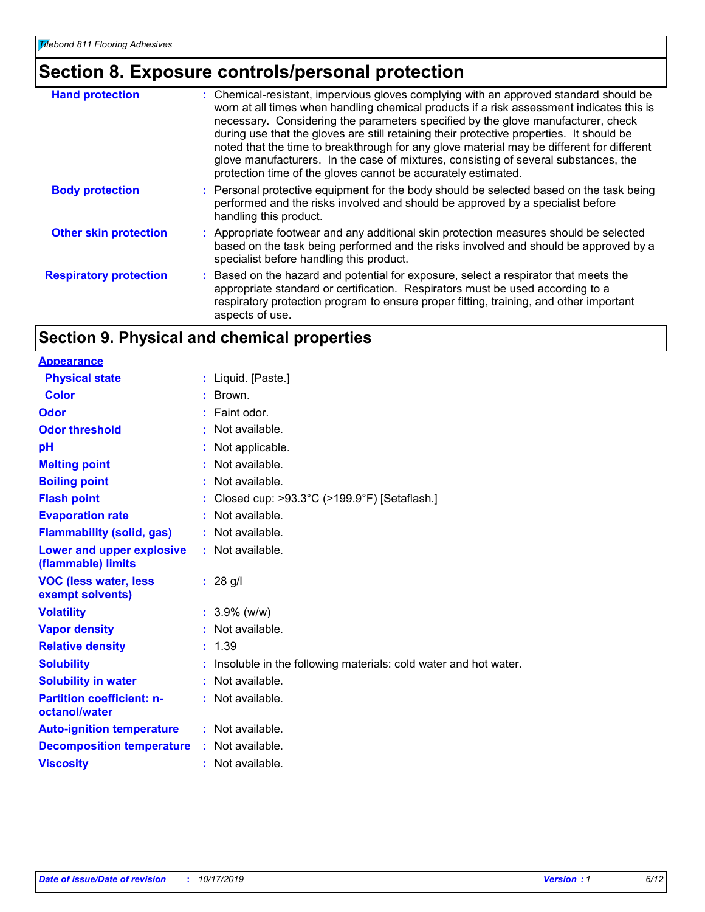## Section 8. Exposure controls/personal protection

| | |
|---|---|
| **Hand protection** | : Chemical-resistant, impervious gloves complying with an approved standard should be worn at all times when handling chemical products if a risk assessment indicates this is necessary. Considering the parameters specified by the glove manufacturer, check during use that the gloves are still retaining their protective properties. It should be noted that the time to breakthrough for any glove material may be different for different glove manufacturers. In the case of mixtures, consisting of several substances, the protection time of the gloves cannot be accurately estimated. |
| **Body protection** | : Personal protective equipment for the body should be selected based on the task being performed and the risks involved and should be approved by a specialist before handling this product. |
| **Other skin protection** | : Appropriate footwear and any additional skin protection measures should be selected based on the task being performed and the risks involved and should be approved by a specialist before handling this product. |
| **Respiratory protection** | : Based on the hazard and potential for exposure, select a respirator that meets the appropriate standard or certification. Respirators must be used according to a respiratory protection program to ensure proper fitting, training, and other important aspects of use. |

## Section 9. Physical and chemical properties

| | |
|---|---|
| **Appearance** | |
| **Physical state** | : Liquid. [Paste.] |
| **Color** | : Brown. |
| **Odor** | : Faint odor. |
| **Odor threshold** | : Not available. |
| **pH** | : Not applicable. |
| **Melting point** | : Not available. |
| **Boiling point** | : Not available. |
| **Flash point** | : Closed cup: >93.3°C (>199.9°F) [Setaflash.] |
| **Evaporation rate** | : Not available. |
| **Flammability (solid, gas)** | : Not available. |
| **Lower and upper explosive (flammable) limits** | : Not available. |
| **VOC (less water, less exempt solvents)** | : 28 g/l |
| **Volatility** | : 3.9% (w/w) |
| **Vapor density** | : Not available. |
| **Relative density** | : 1.39 |
| **Solubility** | : Insoluble in the following materials: cold water and hot water. |
| **Solubility in water** | : Not available. |
| **Partition coefficient: n-octanol/water** | : Not available. |
| **Auto-ignition temperature** | : Not available. |
| **Decomposition temperature** | : Not available. |
| **Viscosity** | : Not available. |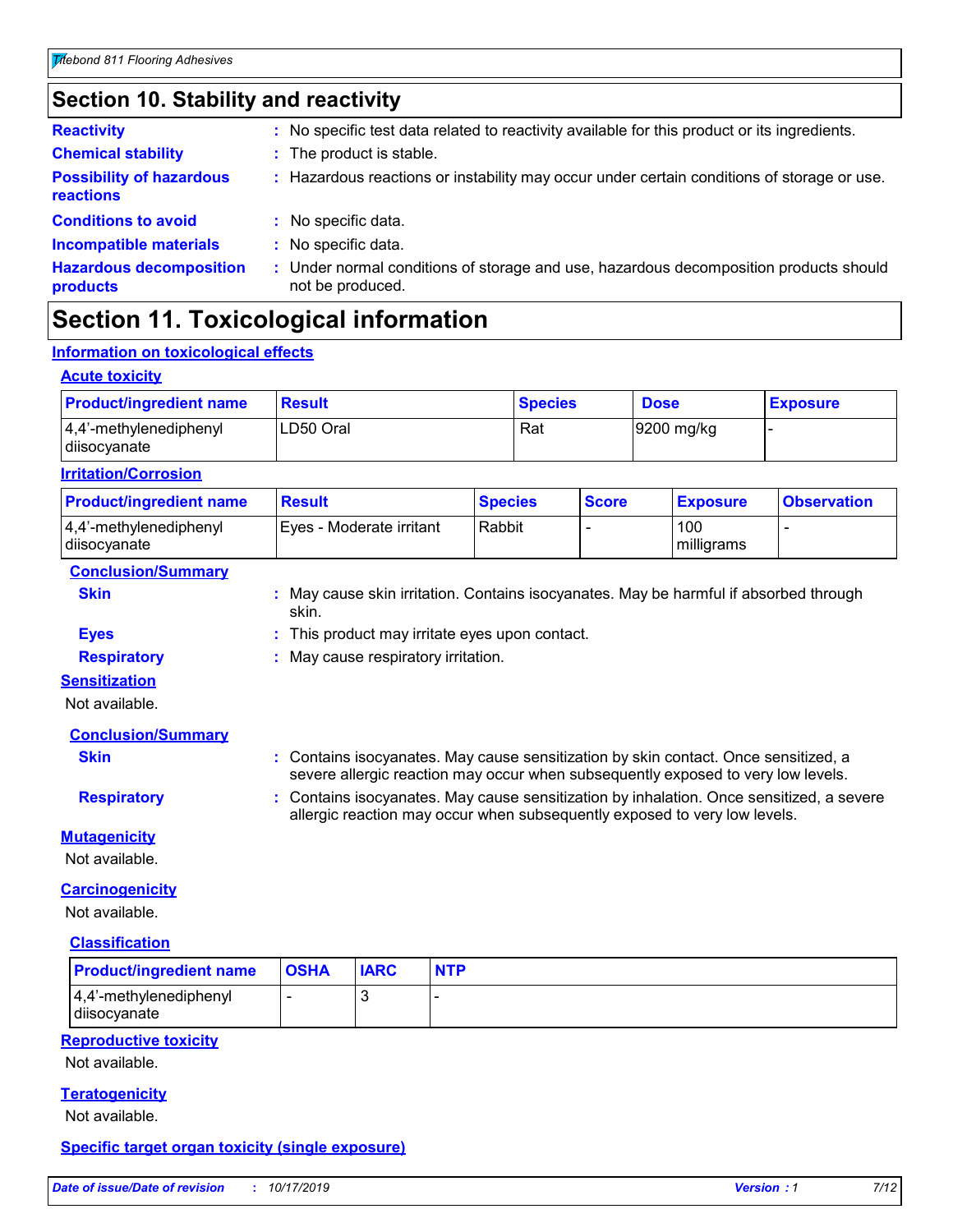## Section 10. Stability and reactivity

**Reactivity** : No specific test data related to reactivity available for this product or its ingredients.

**Chemical stability** : The product is stable.

**Possibility of hazardous reactions** : Hazardous reactions or instability may occur under certain conditions of storage or use.

**Conditions to avoid** : No specific data.

**Incompatible materials** : No specific data.

**Hazardous decomposition products** : Under normal conditions of storage and use, hazardous decomposition products should not be produced.

## Section 11. Toxicological information

### Information on toxicological effects

#### Acute toxicity

| Product/ingredient name | Result | Species | Dose | Exposure |
| --- | --- | --- | --- | --- |
| 4,4'-methylenediphenyl diisocyanate | LD50 Oral | Rat | 9200 mg/kg | - |

#### Irritation/Corrosion

| Product/ingredient name | Result | Species | Score | Exposure | Observation |
| --- | --- | --- | --- | --- | --- |
| 4,4'-methylenediphenyl diisocyanate | Eyes - Moderate irritant | Rabbit | - | 100 milligrams | - |

**Conclusion/Summary**

**Skin** : May cause skin irritation. Contains isocyanates. May be harmful if absorbed through skin.

**Eyes** : This product may irritate eyes upon contact.

**Respiratory** : May cause respiratory irritation.

#### Sensitization

Not available.

**Conclusion/Summary**

**Skin** : Contains isocyanates. May cause sensitization by skin contact. Once sensitized, a severe allergic reaction may occur when subsequently exposed to very low levels.

**Respiratory** : Contains isocyanates. May cause sensitization by inhalation. Once sensitized, a severe allergic reaction may occur when subsequently exposed to very low levels.

#### Mutagenicity

Not available.

#### Carcinogenicity

Not available.

**Classification**

| Product/ingredient name | OSHA | IARC | NTP |
| --- | --- | --- | --- |
| 4,4'-methylenediphenyl diisocyanate | - | 3 | - |

#### Reproductive toxicity

Not available.

#### Teratogenicity

Not available.

#### Specific target organ toxicity (single exposure)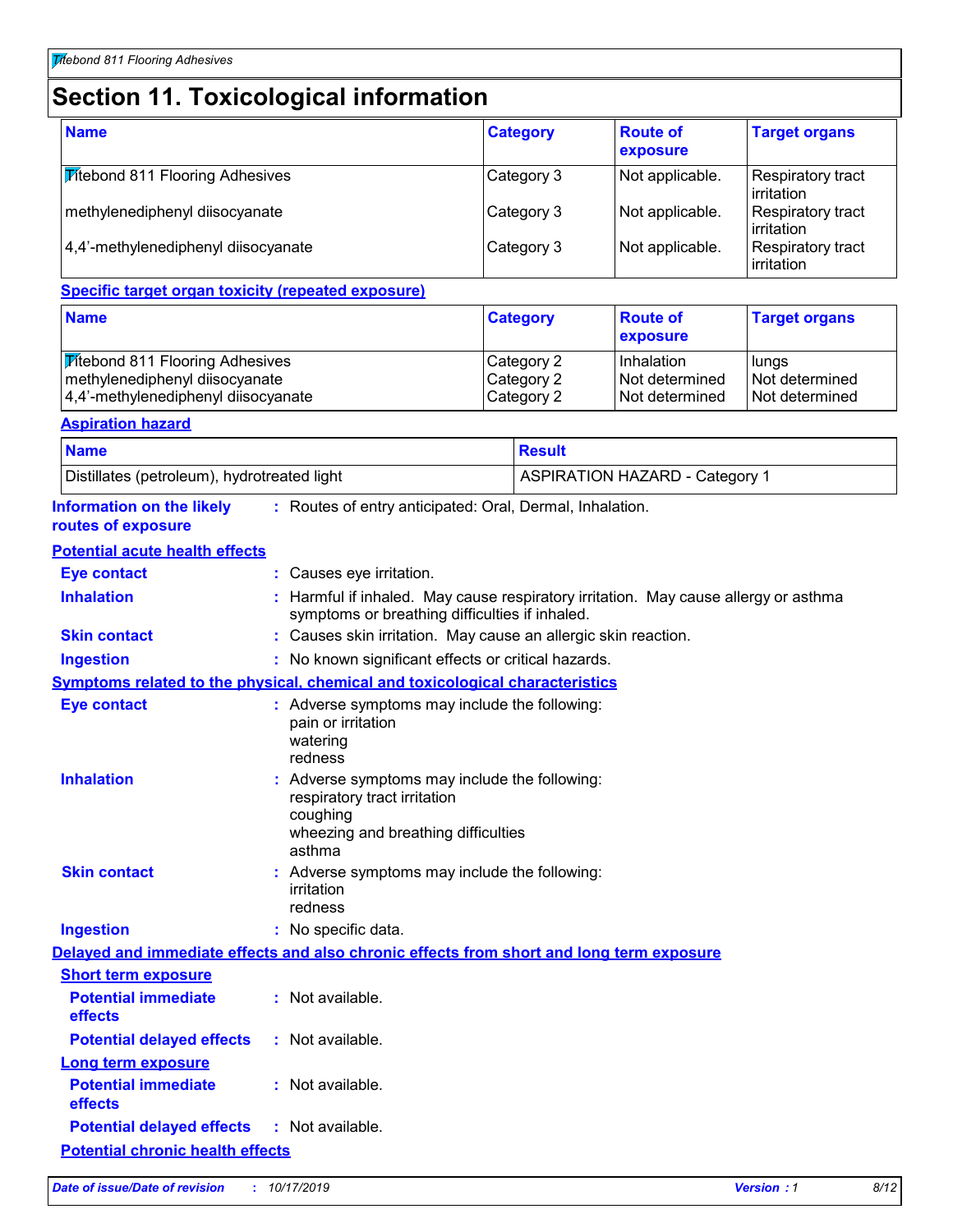# Section 11. Toxicological information

| Name | Category | Route of exposure | Target organs |
|---|---|---|---|
| Titebond 811 Flooring Adhesives | Category 3 | Not applicable. | Respiratory tract irritation |
| methylenediphenyl diisocyanate | Category 3 | Not applicable. | Respiratory tract irritation |
| 4,4'-methylenediphenyl diisocyanate | Category 3 | Not applicable. | Respiratory tract irritation |

**Specific target organ toxicity (repeated exposure)**

| Name | Category | Route of exposure | Target organs |
|---|---|---|---|
| Titebond 811 Flooring Adhesives | Category 2 | Inhalation | lungs |
| methylenediphenyl diisocyanate | Category 2 | Not determined | Not determined |
| 4,4'-methylenediphenyl diisocyanate | Category 2 | Not determined | Not determined |

**Aspiration hazard**

| Name | Result |
|---|---|
| Distillates (petroleum), hydrotreated light | ASPIRATION HAZARD - Category 1 |

**Information on the likely routes of exposure** : Routes of entry anticipated: Oral, Dermal, Inhalation.

**Potential acute health effects**

**Eye contact** : Causes eye irritation.

**Inhalation** : Harmful if inhaled. May cause respiratory irritation. May cause allergy or asthma symptoms or breathing difficulties if inhaled.

**Skin contact** : Causes skin irritation. May cause an allergic skin reaction.

**Ingestion** : No known significant effects or critical hazards.

**Symptoms related to the physical, chemical and toxicological characteristics**

**Eye contact** : Adverse symptoms may include the following:
pain or irritation
watering
redness

**Inhalation** : Adverse symptoms may include the following:
respiratory tract irritation
coughing
wheezing and breathing difficulties
asthma

**Skin contact** : Adverse symptoms may include the following:
irritation
redness

**Ingestion** : No specific data.

**Delayed and immediate effects and also chronic effects from short and long term exposure**

**Short term exposure**

**Potential immediate effects** : Not available.

**Potential delayed effects** : Not available.

**Long term exposure**

**Potential immediate effects** : Not available.

**Potential delayed effects** : Not available.

**Potential chronic health effects**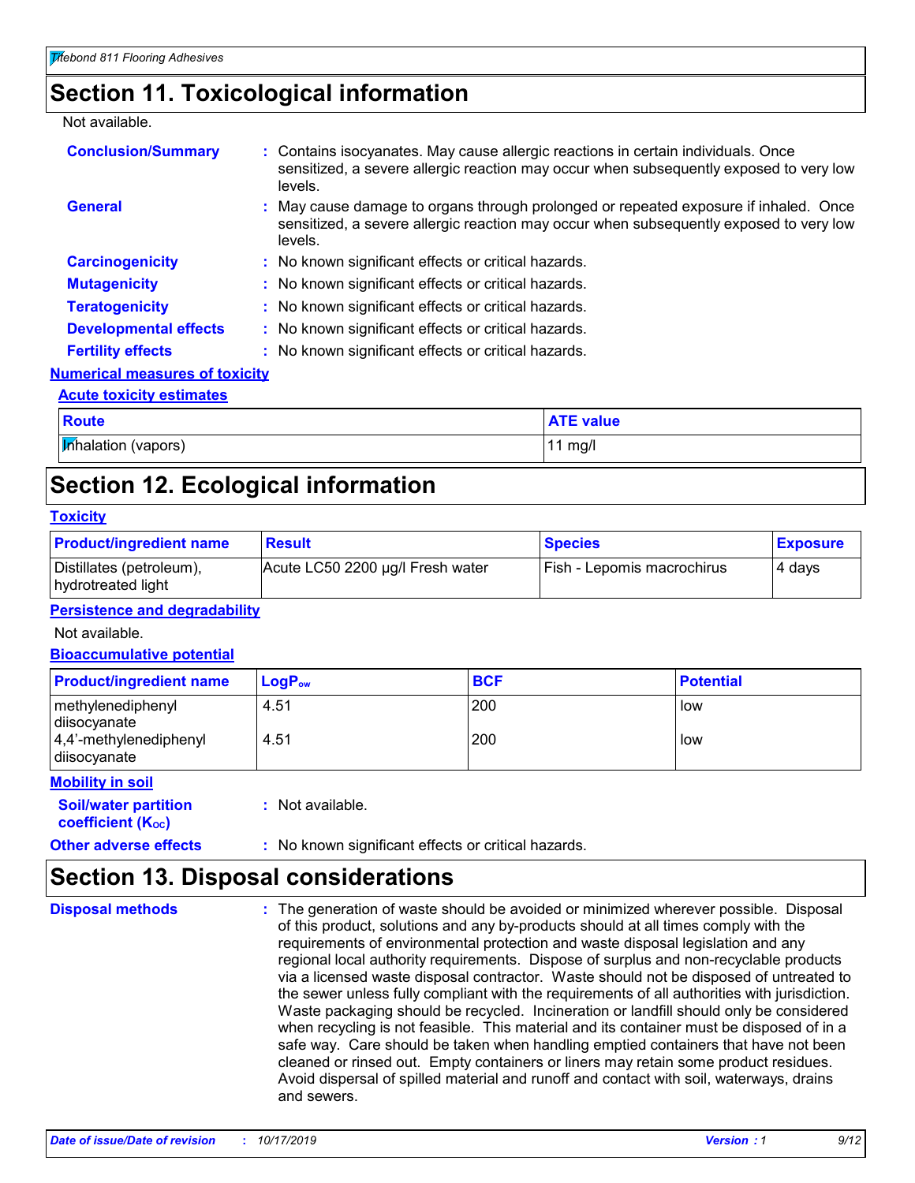## Section 11. Toxicological information

Not available.

**Conclusion/Summary** : Contains isocyanates. May cause allergic reactions in certain individuals. Once sensitized, a severe allergic reaction may occur when subsequently exposed to very low levels.

**General** : May cause damage to organs through prolonged or repeated exposure if inhaled. Once sensitized, a severe allergic reaction may occur when subsequently exposed to very low levels.

**Carcinogenicity** : No known significant effects or critical hazards.

**Mutagenicity** : No known significant effects or critical hazards.

**Teratogenicity** : No known significant effects or critical hazards.

**Developmental effects** : No known significant effects or critical hazards.

**Fertility effects** : No known significant effects or critical hazards.

### Numerical measures of toxicity

#### Acute toxicity estimates

| Route | ATE value |
|---|---|
| Inhalation (vapors) | 11 mg/l |

## Section 12. Ecological information

### Toxicity

| Product/ingredient name | Result | Species | Exposure |
|---|---|---|---|
| Distillates (petroleum), hydrotreated light | Acute LC50 2200 µg/l Fresh water | Fish - Lepomis macrochirus | 4 days |

### Persistence and degradability

Not available.

### Bioaccumulative potential

| Product/ingredient name | $LogP_{ow}$ | BCF | Potential |
|---|---|---|---|
| methylenediphenyl diisocyanate | 4.51 | 200 | low |
| 4,4'-methylenediphenyl diisocyanate | 4.51 | 200 | low |

### Mobility in soil

**Soil/water partition coefficient ($K_{OC}$)** : Not available.

**Other adverse effects** : No known significant effects or critical hazards.

## Section 13. Disposal considerations

**Disposal methods** : The generation of waste should be avoided or minimized wherever possible. Disposal of this product, solutions and any by-products should at all times comply with the requirements of environmental protection and waste disposal legislation and any regional local authority requirements. Dispose of surplus and non-recyclable products via a licensed waste disposal contractor. Waste should not be disposed of untreated to the sewer unless fully compliant with the requirements of all authorities with jurisdiction. Waste packaging should be recycled. Incineration or landfill should only be considered when recycling is not feasible. This material and its container must be disposed of in a safe way. Care should be taken when handling emptied containers that have not been cleaned or rinsed out. Empty containers or liners may retain some product residues. Avoid dispersal of spilled material and runoff and contact with soil, waterways, drains and sewers.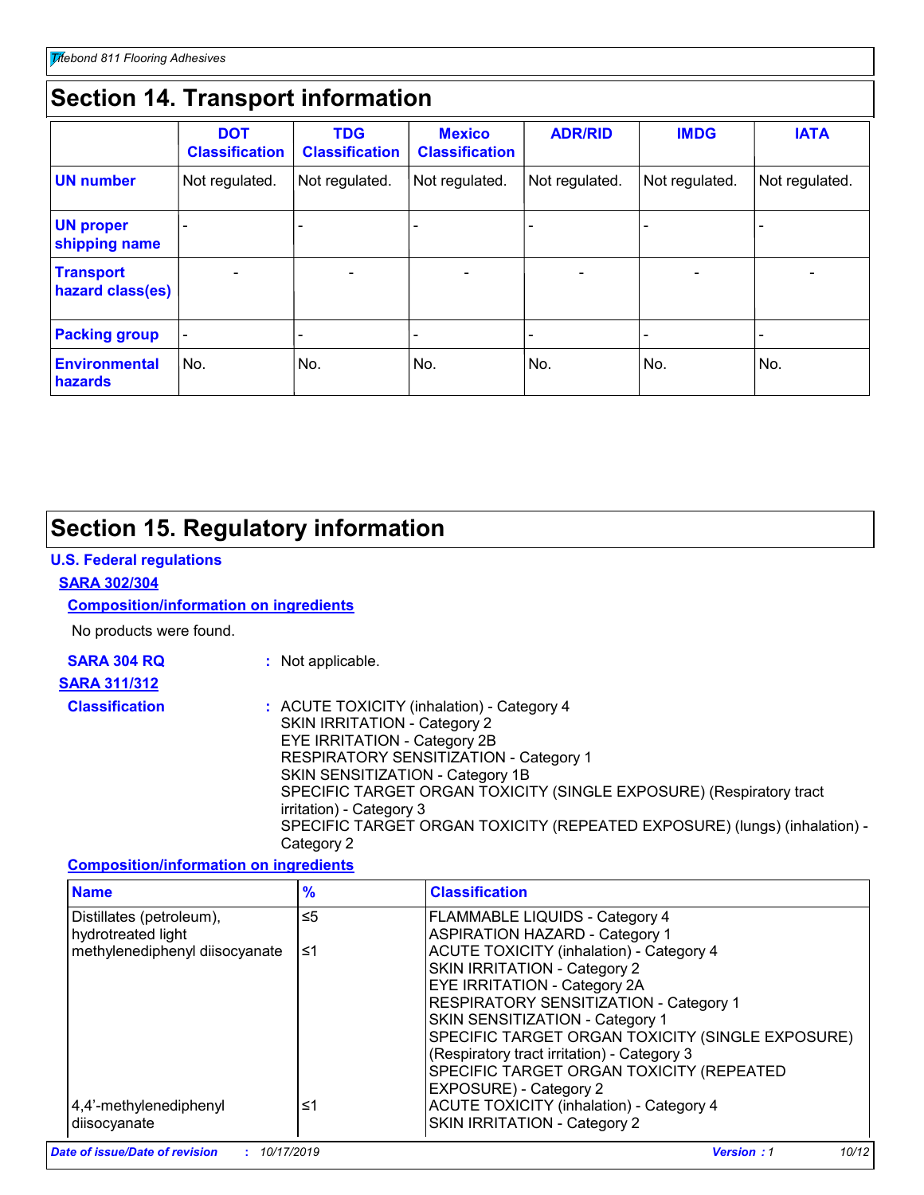## Section 14. Transport information

| | DOT Classification | TDG Classification | Mexico Classification | ADR/RID | IMDG | IATA |
|---|---|---|---|---|---|---|
| **UN number** | Not regulated. | Not regulated. | Not regulated. | Not regulated. | Not regulated. | Not regulated. |
| **UN proper shipping name** | - | - | - | - | - | - |
| **Transport hazard class(es)** | - | - | - | - | - | - |
| **Packing group** | - | - | - | - | - | - |
| **Environmental hazards** | No. | No. | No. | No. | No. | No. |

## Section 15. Regulatory information

### U.S. Federal regulations

**SARA 302/304**

**Composition/information on ingredients**

No products were found.

**SARA 304 RQ** : Not applicable.

**SARA 311/312**

**Classification** : ACUTE TOXICITY (inhalation) - Category 4
SKIN IRRITATION - Category 2
EYE IRRITATION - Category 2B
RESPIRATORY SENSITIZATION - Category 1
SKIN SENSITIZATION - Category 1B
SPECIFIC TARGET ORGAN TOXICITY (SINGLE EXPOSURE) (Respiratory tract irritation) - Category 3
SPECIFIC TARGET ORGAN TOXICITY (REPEATED EXPOSURE) (lungs) (inhalation) - Category 2

**Composition/information on ingredients**

| Name | % | Classification |
|---|---|---|
| Distillates (petroleum), hydrotreated light | ≤5 | FLAMMABLE LIQUIDS - Category 4<br>ASPIRATION HAZARD - Category 1 |
| methylenediphenyl diisocyanate | ≤1 | ACUTE TOXICITY (inhalation) - Category 4<br>SKIN IRRITATION - Category 2<br>EYE IRRITATION - Category 2A<br>RESPIRATORY SENSITIZATION - Category 1<br>SKIN SENSITIZATION - Category 1<br>SPECIFIC TARGET ORGAN TOXICITY (SINGLE EXPOSURE) (Respiratory tract irritation) - Category 3<br>SPECIFIC TARGET ORGAN TOXICITY (REPEATED EXPOSURE) - Category 2 |
| 4,4'-methylenediphenyl diisocyanate | ≤1 | ACUTE TOXICITY (inhalation) - Category 4<br>SKIN IRRITATION - Category 2 |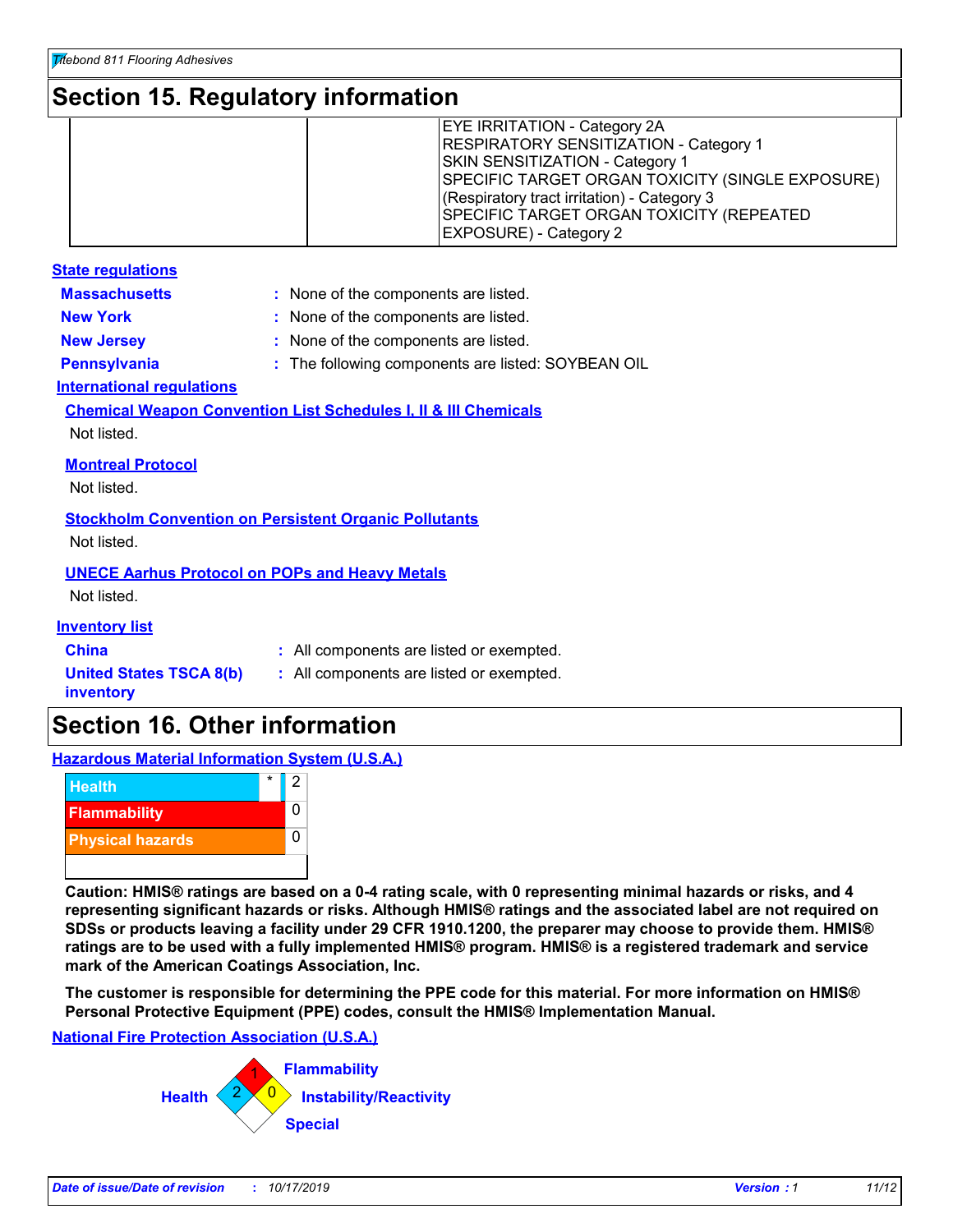# Section 15. Regulatory information

| | | |
|---|---|---|
| | | EYE IRRITATION - Category 2A<br>RESPIRATORY SENSITIZATION - Category 1<br>SKIN SENSITIZATION - Category 1<br>SPECIFIC TARGET ORGAN TOXICITY (SINGLE EXPOSURE) (Respiratory tract irritation) - Category 3<br>SPECIFIC TARGET ORGAN TOXICITY (REPEATED EXPOSURE) - Category 2 |

**State regulations**

**Massachusetts** : None of the components are listed.

**New York** : None of the components are listed.

**New Jersey** : None of the components are listed.

**Pennsylvania** : The following components are listed: SOYBEAN OIL

**International regulations**

**Chemical Weapon Convention List Schedules I, II & III Chemicals**

Not listed.

**Montreal Protocol**

Not listed.

**Stockholm Convention on Persistent Organic Pollutants**

Not listed.

**UNECE Aarhus Protocol on POPs and Heavy Metals**

Not listed.

**Inventory list**

**China** : All components are listed or exempted.

**United States TSCA 8(b) inventory** : All components are listed or exempted.

# Section 16. Other information

**Hazardous Material Information System (U.S.A.)**

| | | |
|---|---|---|
| Health | * | 2 |
| Flammability | | 0 |
| Physical hazards | | 0 |

**Caution: HMIS® ratings are based on a 0-4 rating scale, with 0 representing minimal hazards or risks, and 4 representing significant hazards or risks. Although HMIS® ratings and the associated label are not required on SDSs or products leaving a facility under 29 CFR 1910.1200, the preparer may choose to provide them. HMIS® ratings are to be used with a fully implemented HMIS® program. HMIS® is a registered trademark and service mark of the American Coatings Association, Inc.**

**The customer is responsible for determining the PPE code for this material. For more information on HMIS® Personal Protective Equipment (PPE) codes, consult the HMIS® Implementation Manual.**

**National Fire Protection Association (U.S.A.)**

- Health: 2
- Flammability: 1
- Instability/Reactivity: 0
- Special: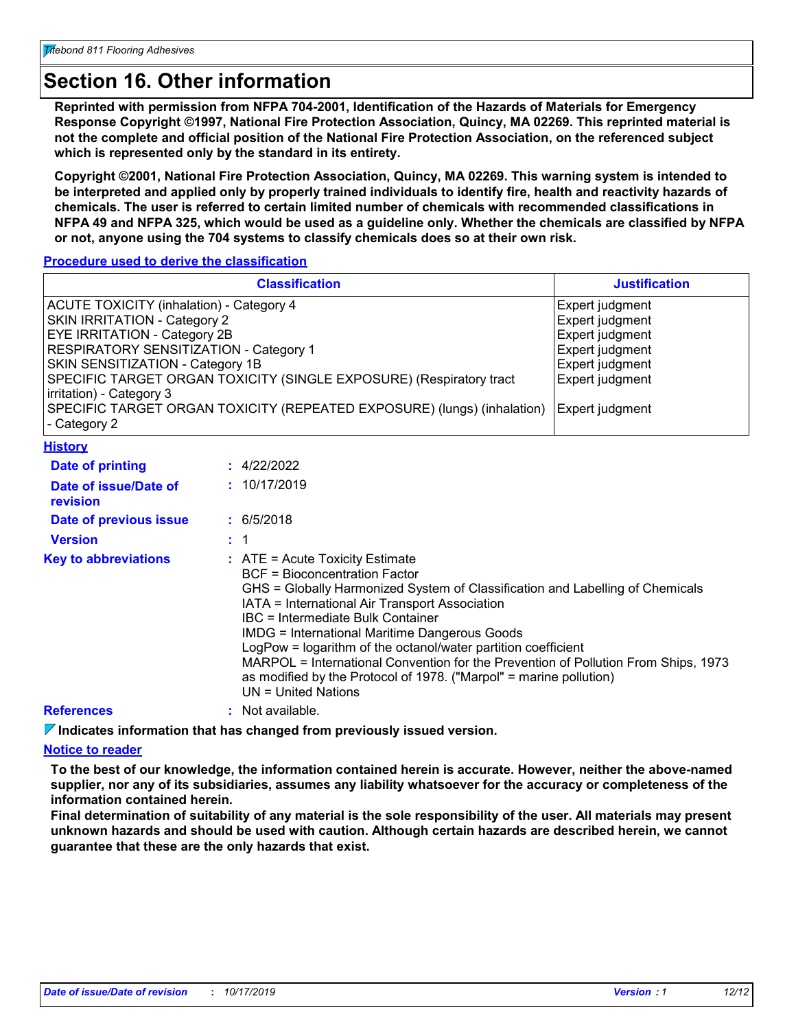# Section 16. Other information

**Reprinted with permission from NFPA 704-2001, Identification of the Hazards of Materials for Emergency Response Copyright ©1997, National Fire Protection Association, Quincy, MA 02269. This reprinted material is not the complete and official position of the National Fire Protection Association, on the referenced subject which is represented only by the standard in its entirety.**

**Copyright ©2001, National Fire Protection Association, Quincy, MA 02269. This warning system is intended to be interpreted and applied only by properly trained individuals to identify fire, health and reactivity hazards of chemicals. The user is referred to certain limited number of chemicals with recommended classifications in NFPA 49 and NFPA 325, which would be used as a guideline only. Whether the chemicals are classified by NFPA or not, anyone using the 704 systems to classify chemicals does so at their own risk.**

**Procedure used to derive the classification**

| Classification | Justification |
|---|---|
| ACUTE TOXICITY (inhalation) - Category 4 | Expert judgment |
| SKIN IRRITATION - Category 2 | Expert judgment |
| EYE IRRITATION - Category 2B | Expert judgment |
| RESPIRATORY SENSITIZATION - Category 1 | Expert judgment |
| SKIN SENSITIZATION - Category 1B | Expert judgment |
| SPECIFIC TARGET ORGAN TOXICITY (SINGLE EXPOSURE) (Respiratory tract irritation) - Category 3 | Expert judgment |
| SPECIFIC TARGET ORGAN TOXICITY (REPEATED EXPOSURE) (lungs) (inhalation) - Category 2 | Expert judgment |

**History**

**Date of printing** : 4/22/2022

**Date of issue/Date of revision** : 10/17/2019

**Date of previous issue** : 6/5/2018

**Version** : 1

**Key to abbreviations** :
ATE = Acute Toxicity Estimate
BCF = Bioconcentration Factor
GHS = Globally Harmonized System of Classification and Labelling of Chemicals
IATA = International Air Transport Association
IBC = Intermediate Bulk Container
IMDG = International Maritime Dangerous Goods
LogPow = logarithm of the octanol/water partition coefficient
MARPOL = International Convention for the Prevention of Pollution From Ships, 1973 as modified by the Protocol of 1978. ("Marpol" = marine pollution)
UN = United Nations

**References** : Not available.

**Indicates information that has changed from previously issued version.**

**Notice to reader**

**To the best of our knowledge, the information contained herein is accurate. However, neither the above-named supplier, nor any of its subsidiaries, assumes any liability whatsoever for the accuracy or completeness of the information contained herein.**

**Final determination of suitability of any material is the sole responsibility of the user. All materials may present unknown hazards and should be used with caution. Although certain hazards are described herein, we cannot guarantee that these are the only hazards that exist.**